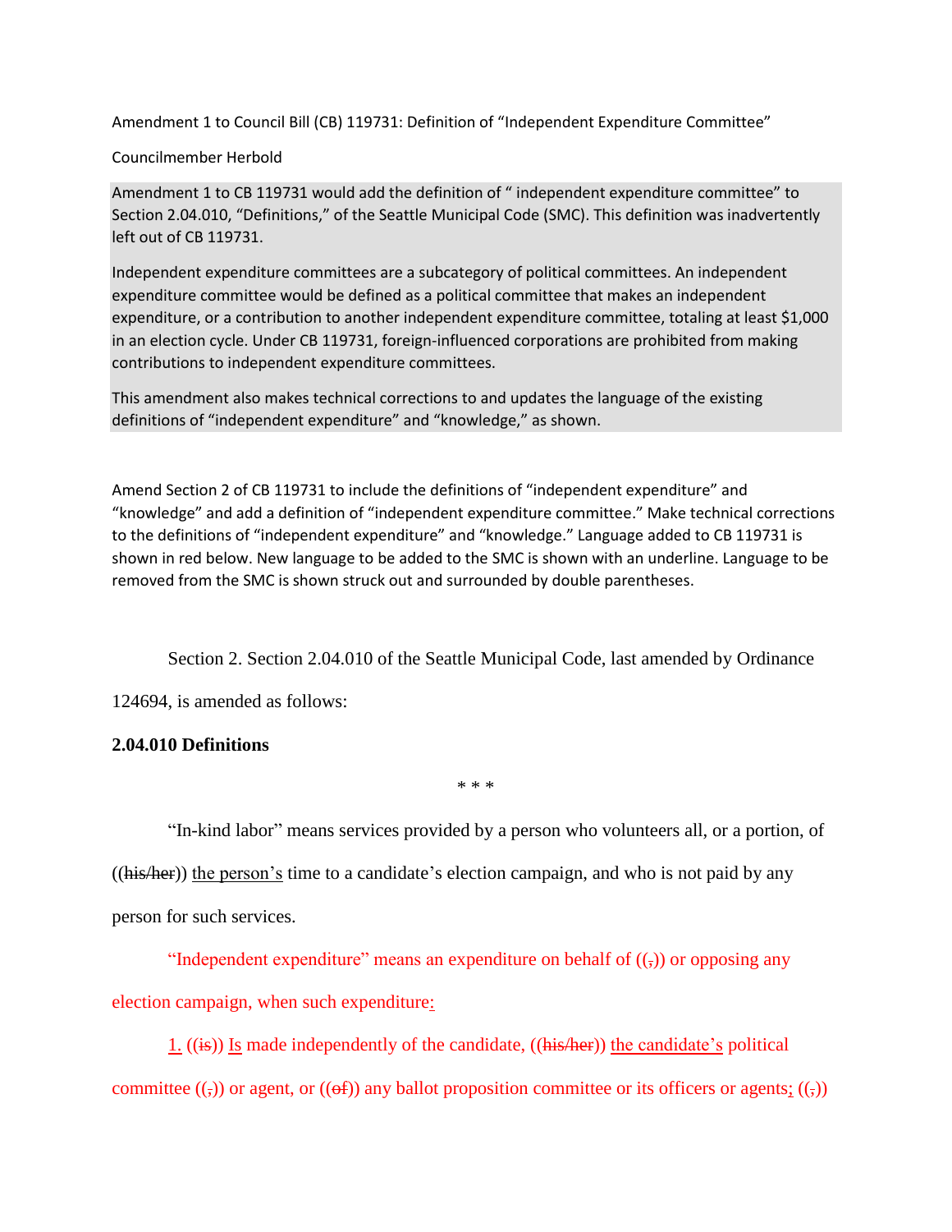Amendment 1 to Council Bill (CB) 119731: Definition of "Independent Expenditure Committee"

Councilmember Herbold

Amendment 1 to CB 119731 would add the definition of " independent expenditure committee" to Section 2.04.010, "Definitions," of the Seattle Municipal Code (SMC). This definition was inadvertently left out of CB 119731.

Independent expenditure committees are a subcategory of political committees. An independent expenditure committee would be defined as a political committee that makes an independent expenditure, or a contribution to another independent expenditure committee, totaling at least $1,000 in an election cycle. Under CB 119731, foreign-influenced corporations are prohibited from making contributions to independent expenditure committees.

This amendment also makes technical corrections to and updates the language of the existing definitions of "independent expenditure" and "knowledge," as shown.

Amend Section 2 of CB 119731 to include the definitions of "independent expenditure" and "knowledge" and add a definition of "independent expenditure committee." Make technical corrections to the definitions of "independent expenditure" and "knowledge." Language added to CB 119731 is shown in red below. New language to be added to the SMC is shown with an underline. Language to be removed from the SMC is shown struck out and surrounded by double parentheses.

Section 2. Section 2.04.010 of the Seattle Municipal Code, last amended by Ordinance 124694, is amended as follows:

**2.04.010 Definitions**

\* \* \*

"In-kind labor" means services provided by a person who volunteers all, or a portion, of ((~~his/her~~)) <u>the person's</u> time to a candidate's election campaign, and who is not paid by any person for such services.

"Independent expenditure" means an expenditure on behalf of ((~~,~~)) or opposing any election campaign, when such expenditure<u>:</u>

<u>1.</u> ((~~is~~)) <u>Is</u> made independently of the candidate, ((~~his/her~~)) <u>the candidate's</u> political committee ((~~,~~)) or agent, or ((~~of~~)) any ballot proposition committee or its officers or agents<u>;</u> ((~~,~~))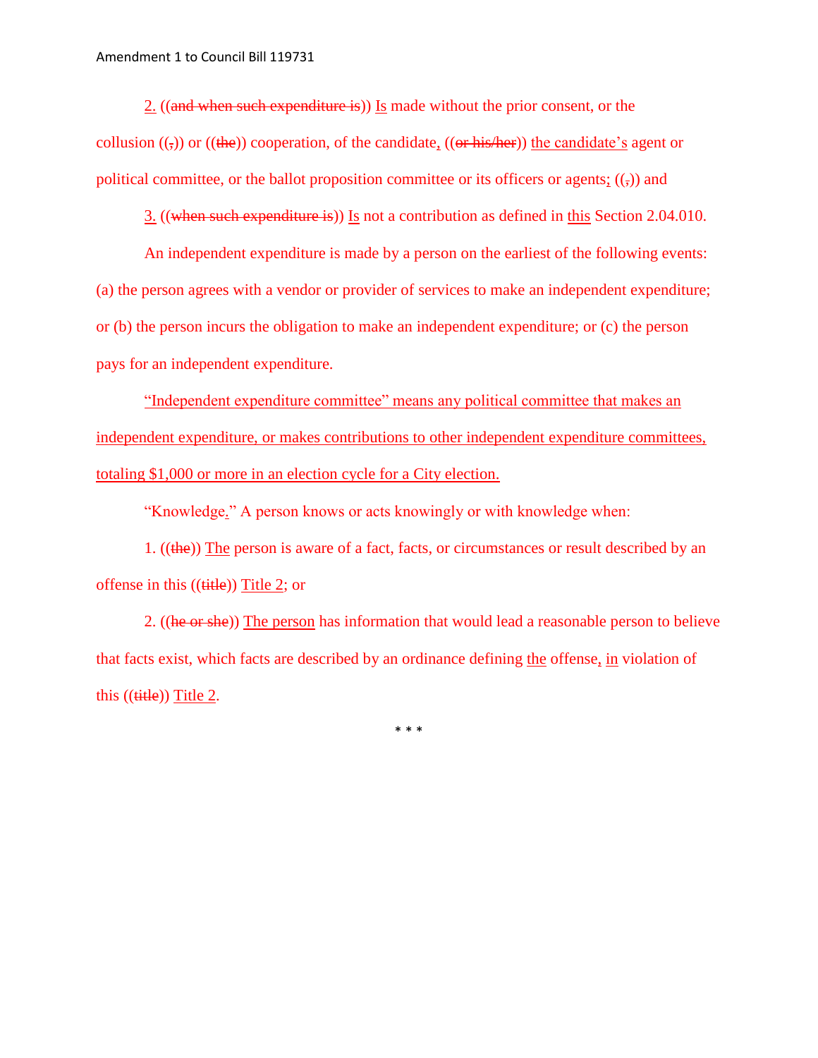2. ((~~and when such expenditure is~~)) Is made without the prior consent, or the collusion ((~~,~~)) or ((~~the~~)) cooperation, of the candidate, ((~~or his/her~~)) the candidate's agent or political committee, or the ballot proposition committee or its officers or agents; ((~~,~~)) and

3. ((~~when such expenditure is~~)) Is not a contribution as defined in this Section 2.04.010.

An independent expenditure is made by a person on the earliest of the following events: (a) the person agrees with a vendor or provider of services to make an independent expenditure; or (b) the person incurs the obligation to make an independent expenditure; or (c) the person pays for an independent expenditure.

"Independent expenditure committee" means any political committee that makes an independent expenditure, or makes contributions to other independent expenditure committees, totaling $1,000 or more in an election cycle for a City election.

"Knowledge." A person knows or acts knowingly or with knowledge when:

1. ((~~the~~)) The person is aware of a fact, facts, or circumstances or result described by an offense in this ((~~title~~)) Title 2; or

2. ((~~he or she~~)) The person has information that would lead a reasonable person to believe that facts exist, which facts are described by an ordinance defining the offense, in violation of this ((~~title~~)) Title 2.

* * *